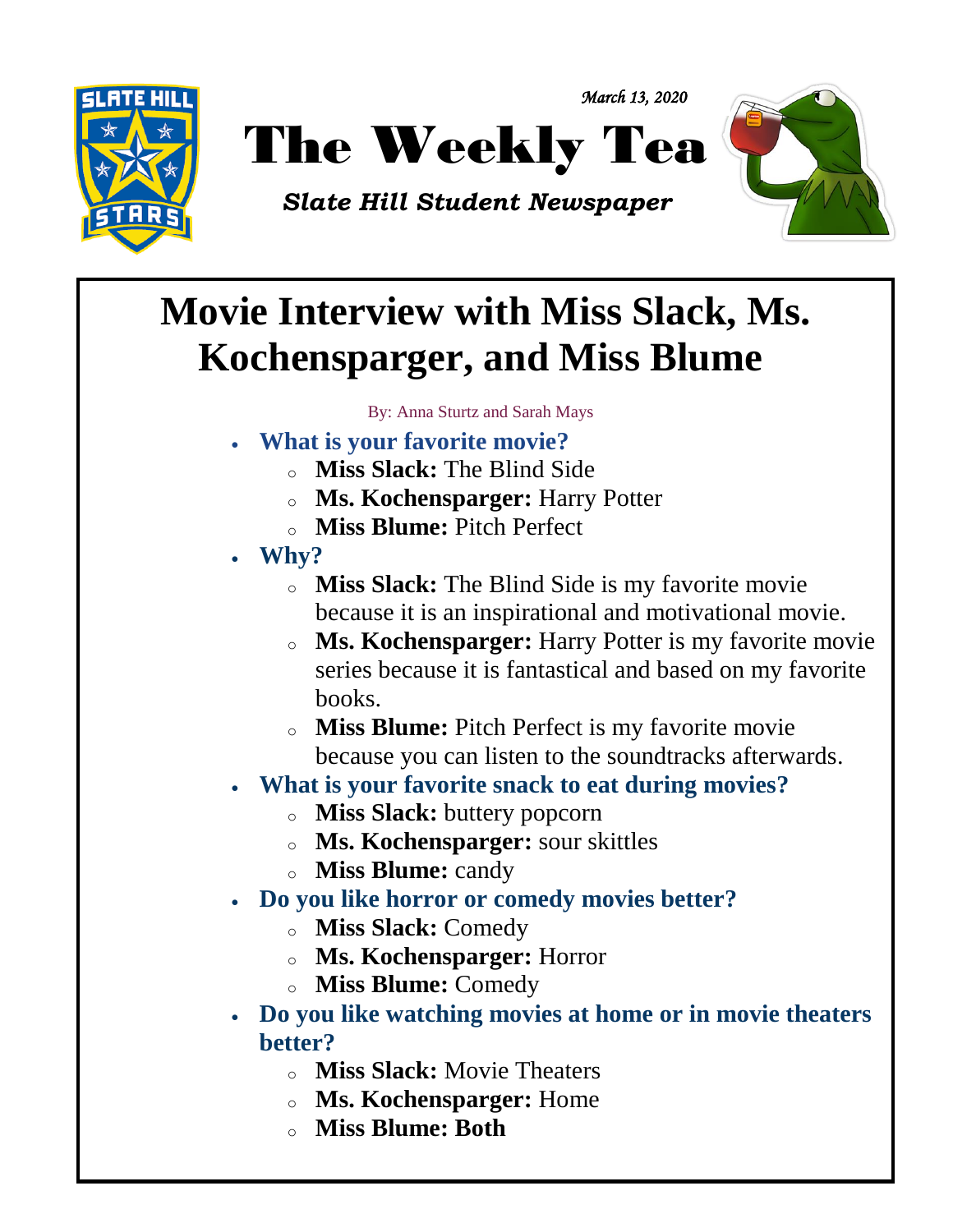*March 13, 2020*

# The Weekly Tea

***Slate Hill Student Newspaper***

## Movie Interview with Miss Slack, Ms. Kochensparger, and Miss Blume

By: Anna Sturtz and Sarah Mays

- **What is your favorite movie?**
  - **Miss Slack:** The Blind Side
  - **Ms. Kochensparger:** Harry Potter
  - **Miss Blume:** Pitch Perfect
- **Why?**
  - **Miss Slack:** The Blind Side is my favorite movie because it is an inspirational and motivational movie.
  - **Ms. Kochensparger:** Harry Potter is my favorite movie series because it is fantastical and based on my favorite books.
  - **Miss Blume:** Pitch Perfect is my favorite movie because you can listen to the soundtracks afterwards.
- **What is your favorite snack to eat during movies?**
  - **Miss Slack:** buttery popcorn
  - **Ms. Kochensparger:** sour skittles
  - **Miss Blume:** candy
- **Do you like horror or comedy movies better?**
  - **Miss Slack:** Comedy
  - **Ms. Kochensparger:** Horror
  - **Miss Blume:** Comedy
- **Do you like watching movies at home or in movie theaters better?**
  - **Miss Slack:** Movie Theaters
  - **Ms. Kochensparger:** Home
  - **Miss Blume: Both**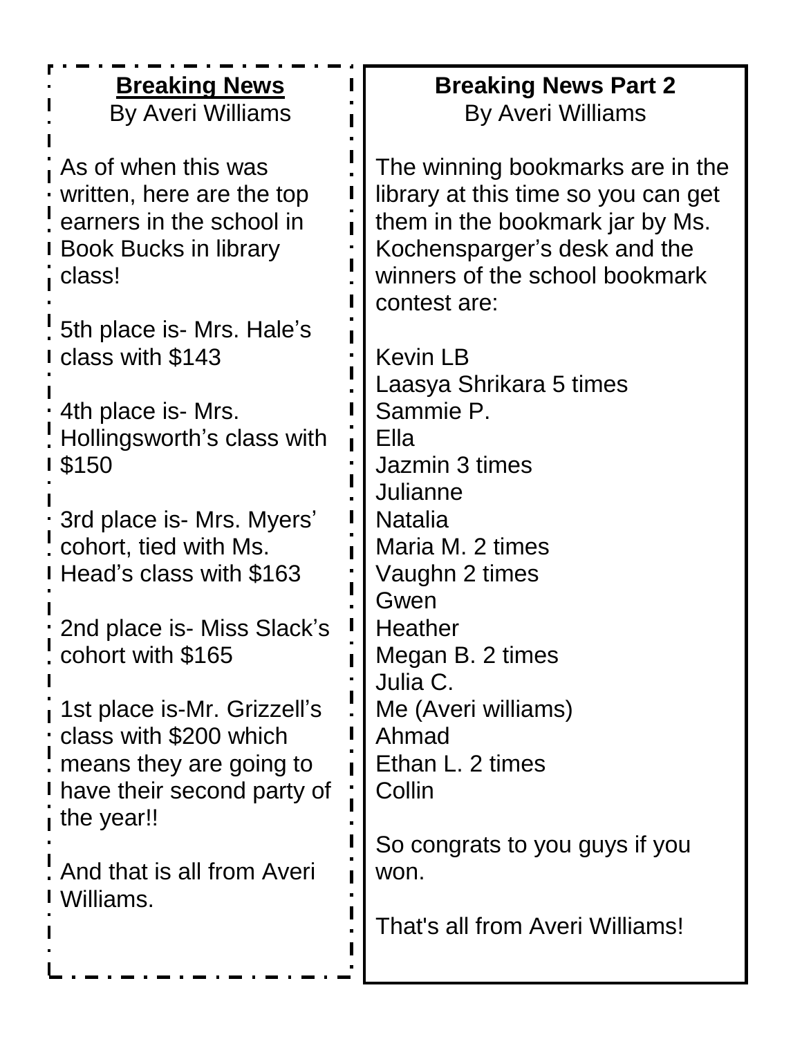## Breaking News

By Averi Williams

As of when this was written, here are the top earners in the school in Book Bucks in library class!

5th place is- Mrs. Hale's class with $143

4th place is- Mrs. Hollingsworth's class with $150

3rd place is- Mrs. Myers' cohort, tied with Ms. Head's class with $163

2nd place is- Miss Slack's cohort with $165

1st place is-Mr. Grizzell's class with $200 which means they are going to have their second party of the year!!

And that is all from Averi Williams.

## Breaking News Part 2

By Averi Williams

The winning bookmarks are in the library at this time so you can get them in the bookmark jar by Ms. Kochensparger's desk and the winners of the school bookmark contest are:

Kevin LB
Laasya Shrikara 5 times
Sammie P.
Ella
Jazmin 3 times
Julianne
Natalia
Maria M. 2 times
Vaughn 2 times
Gwen
Heather
Megan B. 2 times
Julia C.
Me (Averi williams)
Ahmad
Ethan L. 2 times
Collin

So congrats to you guys if you won.

That's all from Averi Williams!